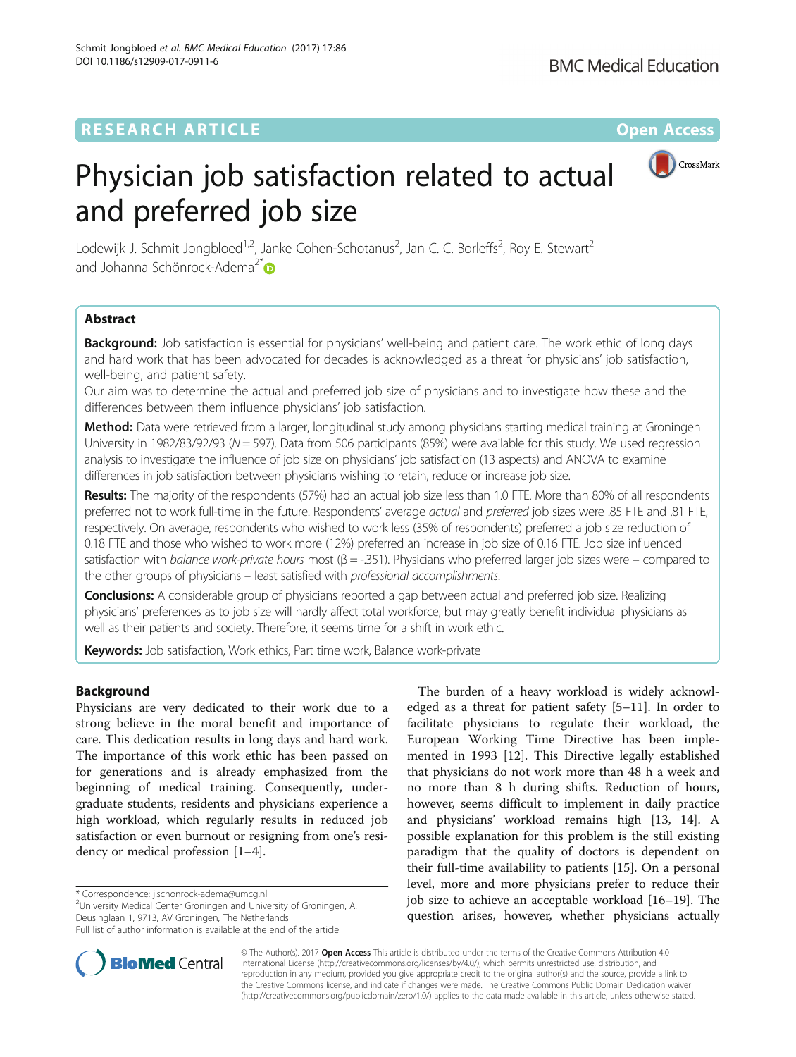RESEARCH ARTICLE

Open Access

# Physician job satisfaction related to actual and preferred job size

Lodewijk J. Schmit Jongbloed[1,2], Janke Cohen-Schotanus[2], Jan C. C. Borleffs[2], Roy E. Stewart[2] and Johanna Schönrock-Adema[2*]

## Abstract

**Background:** Job satisfaction is essential for physicians' well-being and patient care. The work ethic of long days and hard work that has been advocated for decades is acknowledged as a threat for physicians' job satisfaction, well-being, and patient safety.

Our aim was to determine the actual and preferred job size of physicians and to investigate how these and the differences between them influence physicians' job satisfaction.

**Method:** Data were retrieved from a larger, longitudinal study among physicians starting medical training at Groningen University in 1982/83/92/93 ($N = 597$). Data from 506 participants (85%) were available for this study. We used regression analysis to investigate the influence of job size on physicians' job satisfaction (13 aspects) and ANOVA to examine differences in job satisfaction between physicians wishing to retain, reduce or increase job size.

**Results:** The majority of the respondents (57%) had an actual job size less than 1.0 FTE. More than 80% of all respondents preferred not to work full-time in the future. Respondents' average *actual* and *preferred* job sizes were .85 FTE and .81 FTE, respectively. On average, respondents who wished to work less (35% of respondents) preferred a job size reduction of 0.18 FTE and those who wished to work more (12%) preferred an increase in job size of 0.16 FTE. Job size influenced satisfaction with *balance work-private hours* most ($\beta = -.351$). Physicians who preferred larger job sizes were – compared to the other groups of physicians – least satisfied with *professional accomplishments*.

**Conclusions:** A considerable group of physicians reported a gap between actual and preferred job size. Realizing physicians' preferences as to job size will hardly affect total workforce, but may greatly benefit individual physicians as well as their patients and society. Therefore, it seems time for a shift in work ethic.

**Keywords:** Job satisfaction, Work ethics, Part time work, Balance work-private

## Background

Physicians are very dedicated to their work due to a strong believe in the moral benefit and importance of care. This dedication results in long days and hard work. The importance of this work ethic has been passed on for generations and is already emphasized from the beginning of medical training. Consequently, undergraduate students, residents and physicians experience a high workload, which regularly results in reduced job satisfaction or even burnout or resigning from one's residency or medical profession [1–4].

The burden of a heavy workload is widely acknowledged as a threat for patient safety [5–11]. In order to facilitate physicians to regulate their workload, the European Working Time Directive has been implemented in 1993 [12]. This Directive legally established that physicians do not work more than 48 h a week and no more than 8 h during shifts. Reduction of hours, however, seems difficult to implement in daily practice and physicians' workload remains high [13, 14]. A possible explanation for this problem is the still existing paradigm that the quality of doctors is dependent on their full-time availability to patients [15]. On a personal level, more and more physicians prefer to reduce their job size to achieve an acceptable workload [16–19]. The question arises, however, whether physicians actually

\* Correspondence: j.schonrock-adema@umcg.nl
[2]University Medical Center Groningen and University of Groningen, A. Deusinglaan 1, 9713, AV Groningen, The Netherlands
Full list of author information is available at the end of the article

© The Author(s). 2017 **Open Access** This article is distributed under the terms of the Creative Commons Attribution 4.0 International License (http://creativecommons.org/licenses/by/4.0/), which permits unrestricted use, distribution, and reproduction in any medium, provided you give appropriate credit to the original author(s) and the source, provide a link to the Creative Commons license, and indicate if changes were made. The Creative Commons Public Domain Dedication waiver (http://creativecommons.org/publicdomain/zero/1.0/) applies to the data made available in this article, unless otherwise stated.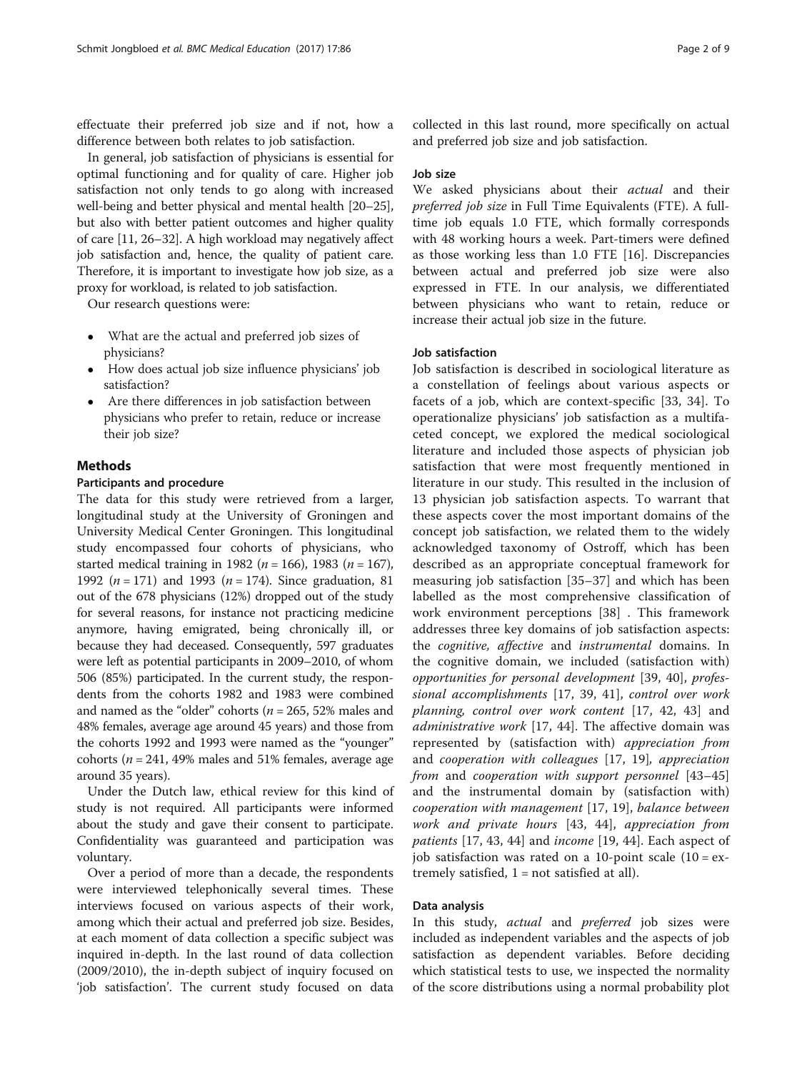effectuate their preferred job size and if not, how a difference between both relates to job satisfaction.

In general, job satisfaction of physicians is essential for optimal functioning and for quality of care. Higher job satisfaction not only tends to go along with increased well-being and better physical and mental health [20–25], but also with better patient outcomes and higher quality of care [11, 26–32]. A high workload may negatively affect job satisfaction and, hence, the quality of patient care. Therefore, it is important to investigate how job size, as a proxy for workload, is related to job satisfaction.

Our research questions were:

- What are the actual and preferred job sizes of physicians?
- How does actual job size influence physicians' job satisfaction?
- Are there differences in job satisfaction between physicians who prefer to retain, reduce or increase their job size?

## Methods

### Participants and procedure

The data for this study were retrieved from a larger, longitudinal study at the University of Groningen and University Medical Center Groningen. This longitudinal study encompassed four cohorts of physicians, who started medical training in 1982 ($n = 166$), 1983 ($n = 167$), 1992 ($n = 171$) and 1993 ($n = 174$). Since graduation, 81 out of the 678 physicians (12%) dropped out of the study for several reasons, for instance not practicing medicine anymore, having emigrated, being chronically ill, or because they had deceased. Consequently, 597 graduates were left as potential participants in 2009–2010, of whom 506 (85%) participated. In the current study, the respondents from the cohorts 1982 and 1983 were combined and named as the "older" cohorts ($n = 265$, 52% males and 48% females, average age around 45 years) and those from the cohorts 1992 and 1993 were named as the "younger" cohorts ($n = 241$, 49% males and 51% females, average age around 35 years).

Under the Dutch law, ethical review for this kind of study is not required. All participants were informed about the study and gave their consent to participate. Confidentiality was guaranteed and participation was voluntary.

Over a period of more than a decade, the respondents were interviewed telephonically several times. These interviews focused on various aspects of their work, among which their actual and preferred job size. Besides, at each moment of data collection a specific subject was inquired in-depth. In the last round of data collection (2009/2010), the in-depth subject of inquiry focused on 'job satisfaction'. The current study focused on data collected in this last round, more specifically on actual and preferred job size and job satisfaction.

### Job size

We asked physicians about their *actual* and their *preferred job size* in Full Time Equivalents (FTE). A full-time job equals 1.0 FTE, which formally corresponds with 48 working hours a week. Part-timers were defined as those working less than 1.0 FTE [16]. Discrepancies between actual and preferred job size were also expressed in FTE. In our analysis, we differentiated between physicians who want to retain, reduce or increase their actual job size in the future.

### Job satisfaction

Job satisfaction is described in sociological literature as a constellation of feelings about various aspects or facets of a job, which are context-specific [33, 34]. To operationalize physicians' job satisfaction as a multifaceted concept, we explored the medical sociological literature and included those aspects of physician job satisfaction that were most frequently mentioned in literature in our study. This resulted in the inclusion of 13 physician job satisfaction aspects. To warrant that these aspects cover the most important domains of the concept job satisfaction, we related them to the widely acknowledged taxonomy of Ostroff, which has been described as an appropriate conceptual framework for measuring job satisfaction [35–37] and which has been labelled as the most comprehensive classification of work environment perceptions [38] . This framework addresses three key domains of job satisfaction aspects: the *cognitive*, *affective* and *instrumental* domains. In the cognitive domain, we included (satisfaction with) *opportunities for personal development* [39, 40], *professional accomplishments* [17, 39, 41], *control over work planning*, *control over work content* [17, 42, 43] and *administrative work* [17, 44]. The affective domain was represented by (satisfaction with) *appreciation from* and *cooperation with colleagues* [17, 19], *appreciation from* and *cooperation with support personnel* [43–45] and the instrumental domain by (satisfaction with) *cooperation with management* [17, 19], *balance between work and private hours* [43, 44], *appreciation from patients* [17, 43, 44] and *income* [19, 44]. Each aspect of job satisfaction was rated on a 10-point scale (10 = extremely satisfied, 1 = not satisfied at all).

### Data analysis

In this study, *actual* and *preferred* job sizes were included as independent variables and the aspects of job satisfaction as dependent variables. Before deciding which statistical tests to use, we inspected the normality of the score distributions using a normal probability plot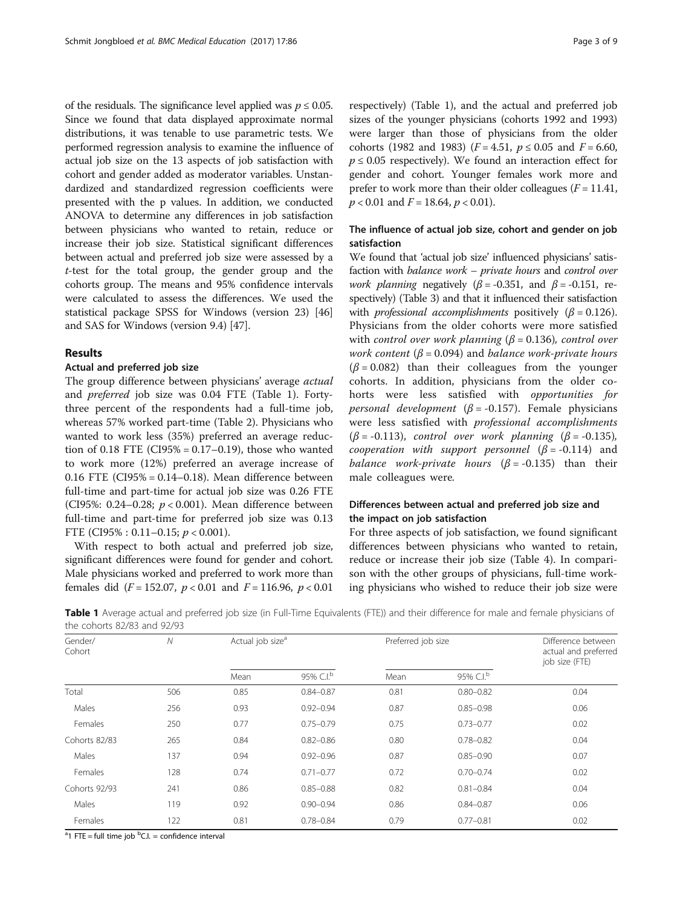of the residuals. The significance level applied was $p \leq 0.05$. Since we found that data displayed approximate normal distributions, it was tenable to use parametric tests. We performed regression analysis to examine the influence of actual job size on the 13 aspects of job satisfaction with cohort and gender added as moderator variables. Unstandardized and standardized regression coefficients were presented with the p values. In addition, we conducted ANOVA to determine any differences in job satisfaction between physicians who wanted to retain, reduce or increase their job size. Statistical significant differences between actual and preferred job size were assessed by a *t*-test for the total group, the gender group and the cohorts group. The means and 95% confidence intervals were calculated to assess the differences. We used the statistical package SPSS for Windows (version 23) [46] and SAS for Windows (version 9.4) [47].

## Results

### Actual and preferred job size

The group difference between physicians' average *actual* and *preferred* job size was 0.04 FTE (Table 1). Forty-three percent of the respondents had a full-time job, whereas 57% worked part-time (Table 2). Physicians who wanted to work less (35%) preferred an average reduction of 0.18 FTE (CI95% = 0.17–0.19), those who wanted to work more (12%) preferred an average increase of 0.16 FTE (CI95% = 0.14–0.18). Mean difference between full-time and part-time for actual job size was 0.26 FTE (CI95%: 0.24–0.28; $p < 0.001$). Mean difference between full-time and part-time for preferred job size was 0.13 FTE (CI95% : 0.11–0.15; $p < 0.001$).

With respect to both actual and preferred job size, significant differences were found for gender and cohort. Male physicians worked and preferred to work more than females did ($F = 152.07$, $p < 0.01$ and $F = 116.96$, $p < 0.01$ respectively) (Table 1), and the actual and preferred job sizes of the younger physicians (cohorts 1992 and 1993) were larger than those of physicians from the older cohorts (1982 and 1983) ($F = 4.51$, $p \leq 0.05$ and $F = 6.60$, $p \leq 0.05$ respectively). We found an interaction effect for gender and cohort. Younger females work more and prefer to work more than their older colleagues ($F = 11.41$, $p < 0.01$ and $F = 18.64$, $p < 0.01$).

### The influence of actual job size, cohort and gender on job satisfaction

We found that 'actual job size' influenced physicians' satisfaction with *balance work – private hours* and *control over work planning* negatively ($\beta = -0.351$, and $\beta = -0.151$, respectively) (Table 3) and that it influenced their satisfaction with *professional accomplishments* positively ($\beta = 0.126$). Physicians from the older cohorts were more satisfied with *control over work planning* ($\beta = 0.136$), *control over work content* ($\beta = 0.094$) and *balance work-private hours* ($\beta = 0.082$) than their colleagues from the younger cohorts. In addition, physicians from the older cohorts were less satisfied with *opportunities for personal development* ($\beta = -0.157$). Female physicians were less satisfied with *professional accomplishments* ($\beta = -0.113$), *control over work planning* ($\beta = -0.135$), *cooperation with support personnel* ($\beta = -0.114$) and *balance work-private hours* ($\beta = -0.135$) than their male colleagues were.

### Differences between actual and preferred job size and the impact on job satisfaction

For three aspects of job satisfaction, we found significant differences between physicians who wanted to retain, reduce or increase their job size (Table 4). In comparison with the other groups of physicians, full-time working physicians who wished to reduce their job size were

**Table 1** Average actual and preferred job size (in Full-Time Equivalents (FTE)) and their difference for male and female physicians of the cohorts 82/83 and 92/93

| Gender/ Cohort | N | Actual job size[a] | | Preferred job size | | Difference between actual and preferred job size (FTE) |
|---|---|---|---|---|---|---|
| | | Mean | 95% C.I.[b] | Mean | 95% C.I.[b] | |
| Total | 506 | 0.85 | 0.84–0.87 | 0.81 | 0.80–0.82 | 0.04 |
| Males | 256 | 0.93 | 0.92–0.94 | 0.87 | 0.85–0.98 | 0.06 |
| Females | 250 | 0.77 | 0.75–0.79 | 0.75 | 0.73–0.77 | 0.02 |
| Cohorts 82/83 | 265 | 0.84 | 0.82–0.86 | 0.80 | 0.78–0.82 | 0.04 |
| Males | 137 | 0.94 | 0.92–0.96 | 0.87 | 0.85–0.90 | 0.07 |
| Females | 128 | 0.74 | 0.71–0.77 | 0.72 | 0.70–0.74 | 0.02 |
| Cohorts 92/93 | 241 | 0.86 | 0.85–0.88 | 0.82 | 0.81–0.84 | 0.04 |
| Males | 119 | 0.92 | 0.90–0.94 | 0.86 | 0.84–0.87 | 0.06 |
| Females | 122 | 0.81 | 0.78–0.84 | 0.79 | 0.77–0.81 | 0.02 |

[a]1 FTE = full time job [b]C.I. = confidence interval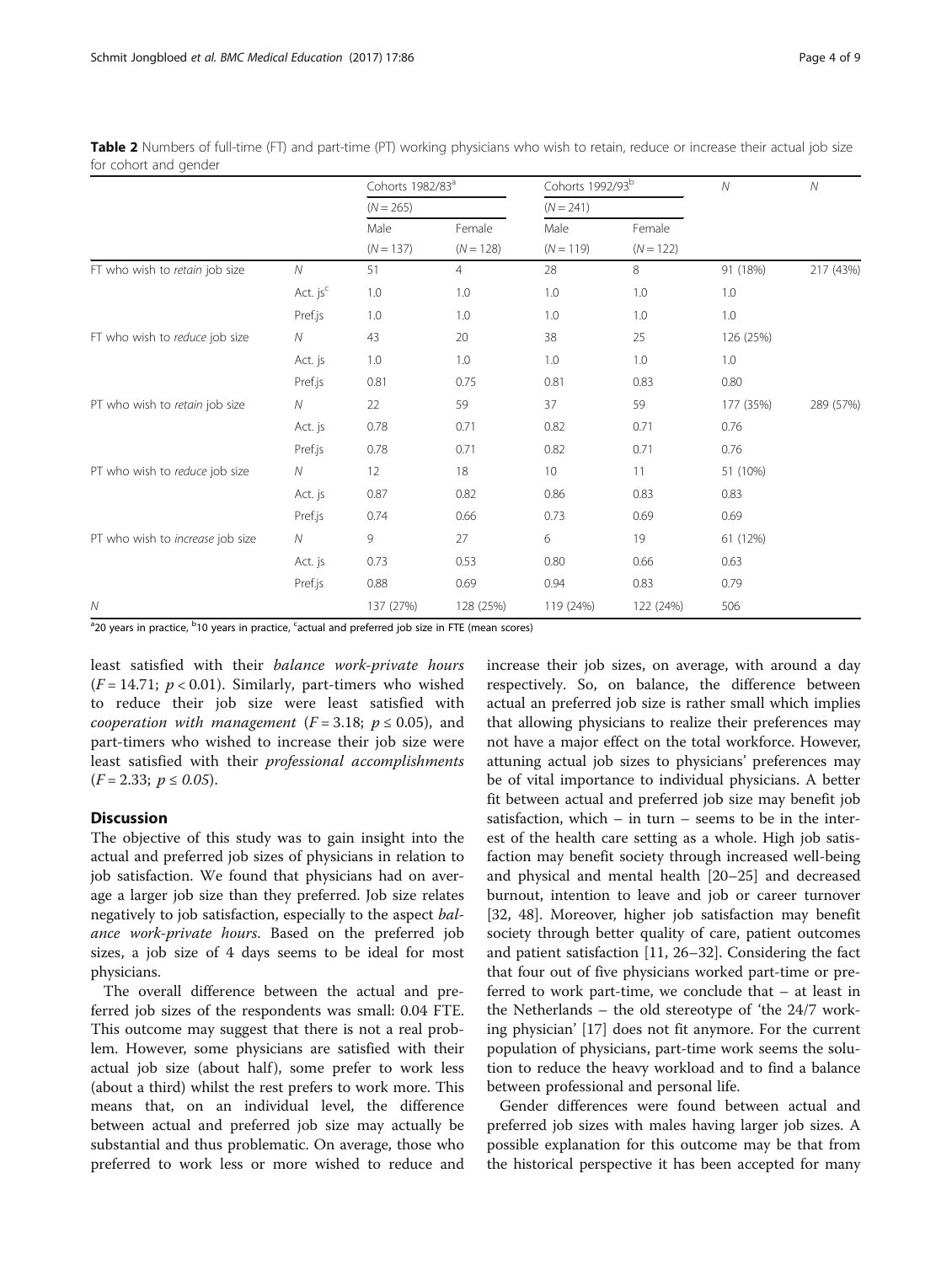**Table 2** Numbers of full-time (FT) and part-time (PT) working physicians who wish to retain, reduce or increase their actual job size for cohort and gender

| | | Cohorts 1982/83[a] | | Cohorts 1992/93[b] | | $N$ | $N$ |
|---|---|---|---|---|---|---|---|
| | | ($N = 265$) | | ($N = 241$) | | | |
| | | Male | Female | Male | Female | | |
| | | ($N = 137$) | ($N = 128$) | ($N = 119$) | ($N = 122$) | | |
| FT who wish to *retain* job size | $N$ | 51 | 4 | 28 | 8 | 91 (18%) | 217 (43%) |
| | Act. js[c] | 1.0 | 1.0 | 1.0 | 1.0 | 1.0 | |
| | Pref.js | 1.0 | 1.0 | 1.0 | 1.0 | 1.0 | |
| FT who wish to *reduce* job size | $N$ | 43 | 20 | 38 | 25 | 126 (25%) | |
| | Act. js | 1.0 | 1.0 | 1.0 | 1.0 | 1.0 | |
| | Pref.js | 0.81 | 0.75 | 0.81 | 0.83 | 0.80 | |
| PT who wish to *retain* job size | $N$ | 22 | 59 | 37 | 59 | 177 (35%) | 289 (57%) |
| | Act. js | 0.78 | 0.71 | 0.82 | 0.71 | 0.76 | |
| | Pref.js | 0.78 | 0.71 | 0.82 | 0.71 | 0.76 | |
| PT who wish to *reduce* job size | $N$ | 12 | 18 | 10 | 11 | 51 (10%) | |
| | Act. js | 0.87 | 0.82 | 0.86 | 0.83 | 0.83 | |
| | Pref.js | 0.74 | 0.66 | 0.73 | 0.69 | 0.69 | |
| PT who wish to *increase* job size | $N$ | 9 | 27 | 6 | 19 | 61 (12%) | |
| | Act. js | 0.73 | 0.53 | 0.80 | 0.66 | 0.63 | |
| | Pref.js | 0.88 | 0.69 | 0.94 | 0.83 | 0.79 | |
| $N$ | | 137 (27%) | 128 (25%) | 119 (24%) | 122 (24%) | 506 | |

[a]20 years in practice, [b]10 years in practice, [c]actual and preferred job size in FTE (mean scores)

least satisfied with their *balance work-private hours* ($F = 14.71$; $p < 0.01$). Similarly, part-timers who wished to reduce their job size were least satisfied with *cooperation with management* ($F = 3.18$; $p \leq 0.05$), and part-timers who wished to increase their job size were least satisfied with their *professional accomplishments* ($F = 2.33$; $p \leq 0.05$).

## Discussion

The objective of this study was to gain insight into the actual and preferred job sizes of physicians in relation to job satisfaction. We found that physicians had on average a larger job size than they preferred. Job size relates negatively to job satisfaction, especially to the aspect *balance work-private hours*. Based on the preferred job sizes, a job size of 4 days seems to be ideal for most physicians.

The overall difference between the actual and preferred job sizes of the respondents was small: 0.04 FTE. This outcome may suggest that there is not a real problem. However, some physicians are satisfied with their actual job size (about half), some prefer to work less (about a third) whilst the rest prefers to work more. This means that, on an individual level, the difference between actual and preferred job size may actually be substantial and thus problematic. On average, those who preferred to work less or more wished to reduce and increase their job sizes, on average, with around a day respectively. So, on balance, the difference between actual an preferred job size is rather small which implies that allowing physicians to realize their preferences may not have a major effect on the total workforce. However, attuning actual job sizes to physicians' preferences may be of vital importance to individual physicians. A better fit between actual and preferred job size may benefit job satisfaction, which – in turn – seems to be in the interest of the health care setting as a whole. High job satisfaction may benefit society through increased well-being and physical and mental health [20–25] and decreased burnout, intention to leave and job or career turnover [32, 48]. Moreover, higher job satisfaction may benefit society through better quality of care, patient outcomes and patient satisfaction [11, 26–32]. Considering the fact that four out of five physicians worked part-time or preferred to work part-time, we conclude that – at least in the Netherlands – the old stereotype of 'the 24/7 working physician' [17] does not fit anymore. For the current population of physicians, part-time work seems the solution to reduce the heavy workload and to find a balance between professional and personal life.

Gender differences were found between actual and preferred job sizes with males having larger job sizes. A possible explanation for this outcome may be that from the historical perspective it has been accepted for many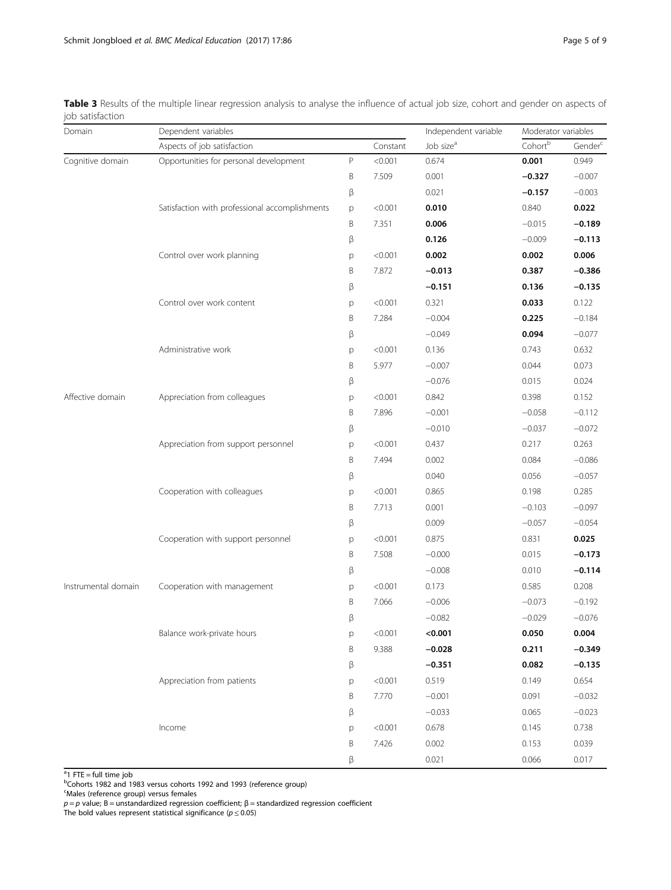**Table 3** Results of the multiple linear regression analysis to analyse the influence of actual job size, cohort and gender on aspects of job satisfaction

| Domain | Dependent variables | | | Independent variable | Moderator variables | |
|---|---|---|---|---|---|---|
| | Aspects of job satisfaction | | Constant | Job size[a] | Cohort[b] | Gender[c] |
| Cognitive domain | Opportunities for personal development | P | <0.001 | 0.674 | **0.001** | 0.949 |
| | | B | 7.509 | 0.001 | **−0.327** | −0.007 |
| | | β | | 0.021 | **−0.157** | −0.003 |
| | Satisfaction with professional accomplishments | p | <0.001 | **0.010** | 0.840 | **0.022** |
| | | B | 7.351 | **0.006** | −0.015 | **−0.189** |
| | | β | | **0.126** | −0.009 | **−0.113** |
| | Control over work planning | p | <0.001 | **0.002** | **0.002** | **0.006** |
| | | B | 7.872 | **−0.013** | **0.387** | **−0.386** |
| | | β | | **−0.151** | **0.136** | **−0.135** |
| | Control over work content | p | <0.001 | 0.321 | **0.033** | 0.122 |
| | | B | 7.284 | −0.004 | **0.225** | −0.184 |
| | | β | | −0.049 | **0.094** | −0.077 |
| | Administrative work | p | <0.001 | 0.136 | 0.743 | 0.632 |
| | | B | 5.977 | −0.007 | 0.044 | 0.073 |
| | | β | | −0.076 | 0.015 | 0.024 |
| Affective domain | Appreciation from colleagues | p | <0.001 | 0.842 | 0.398 | 0.152 |
| | | B | 7.896 | −0.001 | −0.058 | −0.112 |
| | | β | | −0.010 | −0.037 | −0.072 |
| | Appreciation from support personnel | p | <0.001 | 0.437 | 0.217 | 0.263 |
| | | B | 7.494 | 0.002 | 0.084 | −0.086 |
| | | β | | 0.040 | 0.056 | −0.057 |
| | Cooperation with colleagues | p | <0.001 | 0.865 | 0.198 | 0.285 |
| | | B | 7.713 | 0.001 | −0.103 | −0.097 |
| | | β | | 0.009 | −0.057 | −0.054 |
| | Cooperation with support personnel | p | <0.001 | 0.875 | 0.831 | **0.025** |
| | | B | 7.508 | −0.000 | 0.015 | **−0.173** |
| | | β | | −0.008 | 0.010 | **−0.114** |
| Instrumental domain | Cooperation with management | p | <0.001 | 0.173 | 0.585 | 0.208 |
| | | B | 7.066 | −0.006 | −0.073 | −0.192 |
| | | β | | −0.082 | −0.029 | −0.076 |
| | Balance work-private hours | p | <0.001 | **<0.001** | **0.050** | **0.004** |
| | | B | 9.388 | **−0.028** | **0.211** | **−0.349** |
| | | β | | **−0.351** | **0.082** | **−0.135** |
| | Appreciation from patients | p | <0.001 | 0.519 | 0.149 | 0.654 |
| | | B | 7.770 | −0.001 | 0.091 | −0.032 |
| | | β | | −0.033 | 0.065 | −0.023 |
| | Income | p | <0.001 | 0.678 | 0.145 | 0.738 |
| | | B | 7.426 | 0.002 | 0.153 | 0.039 |
| | | β | | 0.021 | 0.066 | 0.017 |

[a]1 FTE = full time job
[b]Cohorts 1982 and 1983 versus cohorts 1992 and 1993 (reference group)
[c]Males (reference group) versus females
$p$ = $p$ value; B = unstandardized regression coefficient; β = standardized regression coefficient
The bold values represent statistical significance ($p \leq 0.05$)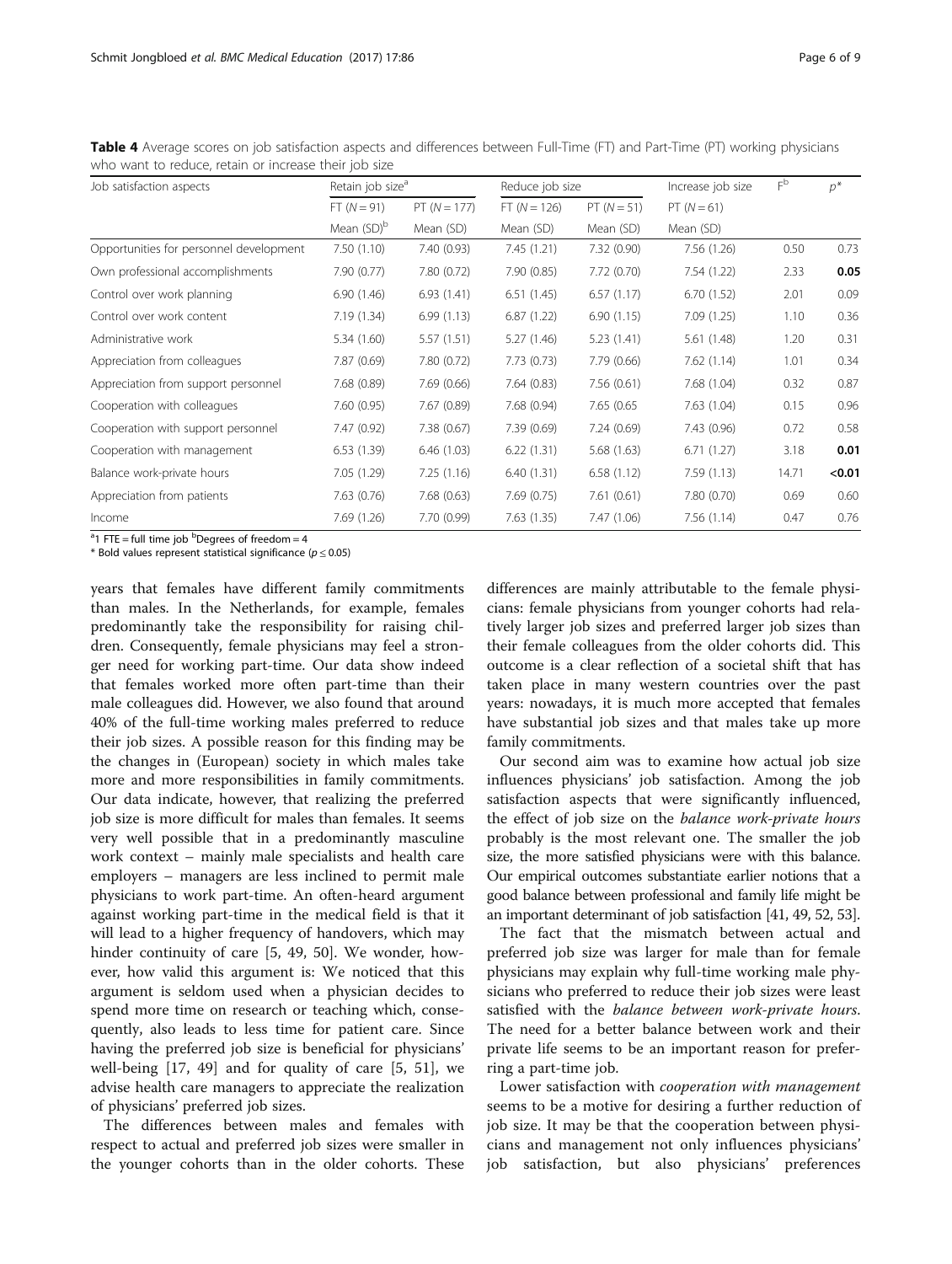**Table 4** Average scores on job satisfaction aspects and differences between Full-Time (FT) and Part-Time (PT) working physicians who want to reduce, retain or increase their job size

| Job satisfaction aspects | Retain job size[a] | | Reduce job size | | Increase job size | F[b] | p* |
|---|---|---|---|---|---|---|---|
| | FT (N = 91) | PT (N = 177) | FT (N = 126) | PT (N = 51) | PT (N = 61) | | |
| | Mean (SD)[b] | Mean (SD) | Mean (SD) | Mean (SD) | Mean (SD) | | |
| Opportunities for personnel development | 7.50 (1.10) | 7.40 (0.93) | 7.45 (1.21) | 7.32 (0.90) | 7.56 (1.26) | 0.50 | 0.73 |
| Own professional accomplishments | 7.90 (0.77) | 7.80 (0.72) | 7.90 (0.85) | 7.72 (0.70) | 7.54 (1.22) | 2.33 | **0.05** |
| Control over work planning | 6.90 (1.46) | 6.93 (1.41) | 6.51 (1.45) | 6.57 (1.17) | 6.70 (1.52) | 2.01 | 0.09 |
| Control over work content | 7.19 (1.34) | 6.99 (1.13) | 6.87 (1.22) | 6.90 (1.15) | 7.09 (1.25) | 1.10 | 0.36 |
| Administrative work | 5.34 (1.60) | 5.57 (1.51) | 5.27 (1.46) | 5.23 (1.41) | 5.61 (1.48) | 1.20 | 0.31 |
| Appreciation from colleagues | 7.87 (0.69) | 7.80 (0.72) | 7.73 (0.73) | 7.79 (0.66) | 7.62 (1.14) | 1.01 | 0.34 |
| Appreciation from support personnel | 7.68 (0.89) | 7.69 (0.66) | 7.64 (0.83) | 7.56 (0.61) | 7.68 (1.04) | 0.32 | 0.87 |
| Cooperation with colleagues | 7.60 (0.95) | 7.67 (0.89) | 7.68 (0.94) | 7.65 (0.65 | 7.63 (1.04) | 0.15 | 0.96 |
| Cooperation with support personnel | 7.47 (0.92) | 7.38 (0.67) | 7.39 (0.69) | 7.24 (0.69) | 7.43 (0.96) | 0.72 | 0.58 |
| Cooperation with management | 6.53 (1.39) | 6.46 (1.03) | 6.22 (1.31) | 5.68 (1.63) | 6.71 (1.27) | 3.18 | **0.01** |
| Balance work-private hours | 7.05 (1.29) | 7.25 (1.16) | 6.40 (1.31) | 6.58 (1.12) | 7.59 (1.13) | 14.71 | **<0.01** |
| Appreciation from patients | 7.63 (0.76) | 7.68 (0.63) | 7.69 (0.75) | 7.61 (0.61) | 7.80 (0.70) | 0.69 | 0.60 |
| Income | 7.69 (1.26) | 7.70 (0.99) | 7.63 (1.35) | 7.47 (1.06) | 7.56 (1.14) | 0.47 | 0.76 |

[a]1 FTE = full time job [b]Degrees of freedom = 4

\* Bold values represent statistical significance ($p \leq 0.05$)

years that females have different family commitments than males. In the Netherlands, for example, females predominantly take the responsibility for raising children. Consequently, female physicians may feel a stronger need for working part-time. Our data show indeed that females worked more often part-time than their male colleagues did. However, we also found that around 40% of the full-time working males preferred to reduce their job sizes. A possible reason for this finding may be the changes in (European) society in which males take more and more responsibilities in family commitments. Our data indicate, however, that realizing the preferred job size is more difficult for males than females. It seems very well possible that in a predominantly masculine work context – mainly male specialists and health care employers – managers are less inclined to permit male physicians to work part-time. An often-heard argument against working part-time in the medical field is that it will lead to a higher frequency of handovers, which may hinder continuity of care [5, 49, 50]. We wonder, however, how valid this argument is: We noticed that this argument is seldom used when a physician decides to spend more time on research or teaching which, consequently, also leads to less time for patient care. Since having the preferred job size is beneficial for physicians' well-being [17, 49] and for quality of care [5, 51], we advise health care managers to appreciate the realization of physicians' preferred job sizes.

The differences between males and females with respect to actual and preferred job sizes were smaller in the younger cohorts than in the older cohorts. These differences are mainly attributable to the female physicians: female physicians from younger cohorts had relatively larger job sizes and preferred larger job sizes than their female colleagues from the older cohorts did. This outcome is a clear reflection of a societal shift that has taken place in many western countries over the past years: nowadays, it is much more accepted that females have substantial job sizes and that males take up more family commitments.

Our second aim was to examine how actual job size influences physicians' job satisfaction. Among the job satisfaction aspects that were significantly influenced, the effect of job size on the *balance work-private hours* probably is the most relevant one. The smaller the job size, the more satisfied physicians were with this balance. Our empirical outcomes substantiate earlier notions that a good balance between professional and family life might be an important determinant of job satisfaction [41, 49, 52, 53].

The fact that the mismatch between actual and preferred job size was larger for male than for female physicians may explain why full-time working male physicians who preferred to reduce their job sizes were least satisfied with the *balance between work-private hours*. The need for a better balance between work and their private life seems to be an important reason for preferring a part-time job.

Lower satisfaction with *cooperation with management* seems to be a motive for desiring a further reduction of job size. It may be that the cooperation between physicians and management not only influences physicians' job satisfaction, but also physicians' preferences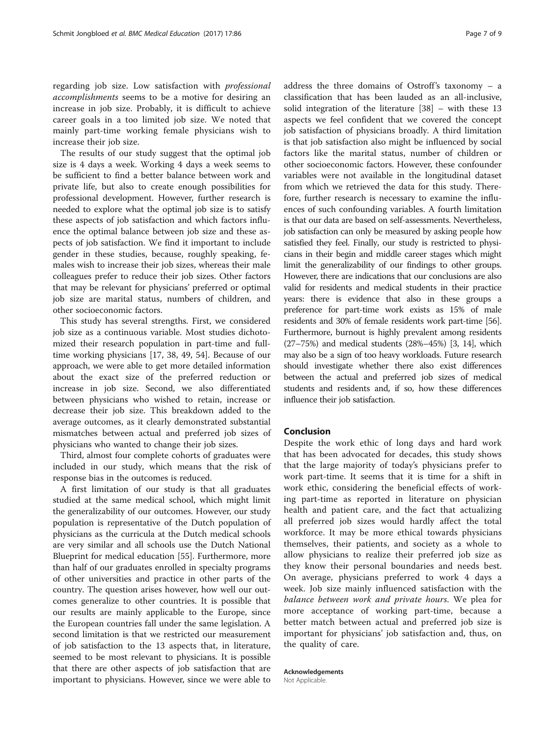regarding job size. Low satisfaction with *professional accomplishments* seems to be a motive for desiring an increase in job size. Probably, it is difficult to achieve career goals in a too limited job size. We noted that mainly part-time working female physicians wish to increase their job size.

The results of our study suggest that the optimal job size is 4 days a week. Working 4 days a week seems to be sufficient to find a better balance between work and private life, but also to create enough possibilities for professional development. However, further research is needed to explore what the optimal job size is to satisfy these aspects of job satisfaction and which factors influence the optimal balance between job size and these aspects of job satisfaction. We find it important to include gender in these studies, because, roughly speaking, females wish to increase their job sizes, whereas their male colleagues prefer to reduce their job sizes. Other factors that may be relevant for physicians' preferred or optimal job size are marital status, numbers of children, and other socioeconomic factors.

This study has several strengths. First, we considered job size as a continuous variable. Most studies dichotomized their research population in part-time and full-time working physicians [17, 38, 49, 54]. Because of our approach, we were able to get more detailed information about the exact size of the preferred reduction or increase in job size. Second, we also differentiated between physicians who wished to retain, increase or decrease their job size. This breakdown added to the average outcomes, as it clearly demonstrated substantial mismatches between actual and preferred job sizes of physicians who wanted to change their job sizes.

Third, almost four complete cohorts of graduates were included in our study, which means that the risk of response bias in the outcomes is reduced.

A first limitation of our study is that all graduates studied at the same medical school, which might limit the generalizability of our outcomes. However, our study population is representative of the Dutch population of physicians as the curricula at the Dutch medical schools are very similar and all schools use the Dutch National Blueprint for medical education [55]. Furthermore, more than half of our graduates enrolled in specialty programs of other universities and practice in other parts of the country. The question arises however, how well our outcomes generalize to other countries. It is possible that our results are mainly applicable to the Europe, since the European countries fall under the same legislation. A second limitation is that we restricted our measurement of job satisfaction to the 13 aspects that, in literature, seemed to be most relevant to physicians. It is possible that there are other aspects of job satisfaction that are important to physicians. However, since we were able to address the three domains of Ostroff's taxonomy – a classification that has been lauded as an all-inclusive, solid integration of the literature [38] – with these 13 aspects we feel confident that we covered the concept job satisfaction of physicians broadly. A third limitation is that job satisfaction also might be influenced by social factors like the marital status, number of children or other socioeconomic factors. However, these confounder variables were not available in the longitudinal dataset from which we retrieved the data for this study. Therefore, further research is necessary to examine the influences of such confounding variables. A fourth limitation is that our data are based on self-assessments. Nevertheless, job satisfaction can only be measured by asking people how satisfied they feel. Finally, our study is restricted to physicians in their begin and middle career stages which might limit the generalizability of our findings to other groups. However, there are indications that our conclusions are also valid for residents and medical students in their practice years: there is evidence that also in these groups a preference for part-time work exists as 15% of male residents and 30% of female residents work part-time [56]. Furthermore, burnout is highly prevalent among residents (27–75%) and medical students (28%–45%) [3, 14], which may also be a sign of too heavy workloads. Future research should investigate whether there also exist differences between the actual and preferred job sizes of medical students and residents and, if so, how these differences influence their job satisfaction.

## Conclusion

Despite the work ethic of long days and hard work that has been advocated for decades, this study shows that the large majority of today's physicians prefer to work part-time. It seems that it is time for a shift in work ethic, considering the beneficial effects of working part-time as reported in literature on physician health and patient care, and the fact that actualizing all preferred job sizes would hardly affect the total workforce. It may be more ethical towards physicians themselves, their patients, and society as a whole to allow physicians to realize their preferred job size as they know their personal boundaries and needs best. On average, physicians preferred to work 4 days a week. Job size mainly influenced satisfaction with the *balance between work and private hours.* We plea for more acceptance of working part-time, because a better match between actual and preferred job size is important for physicians' job satisfaction and, thus, on the quality of care.

**Acknowledgements**

Not Applicable.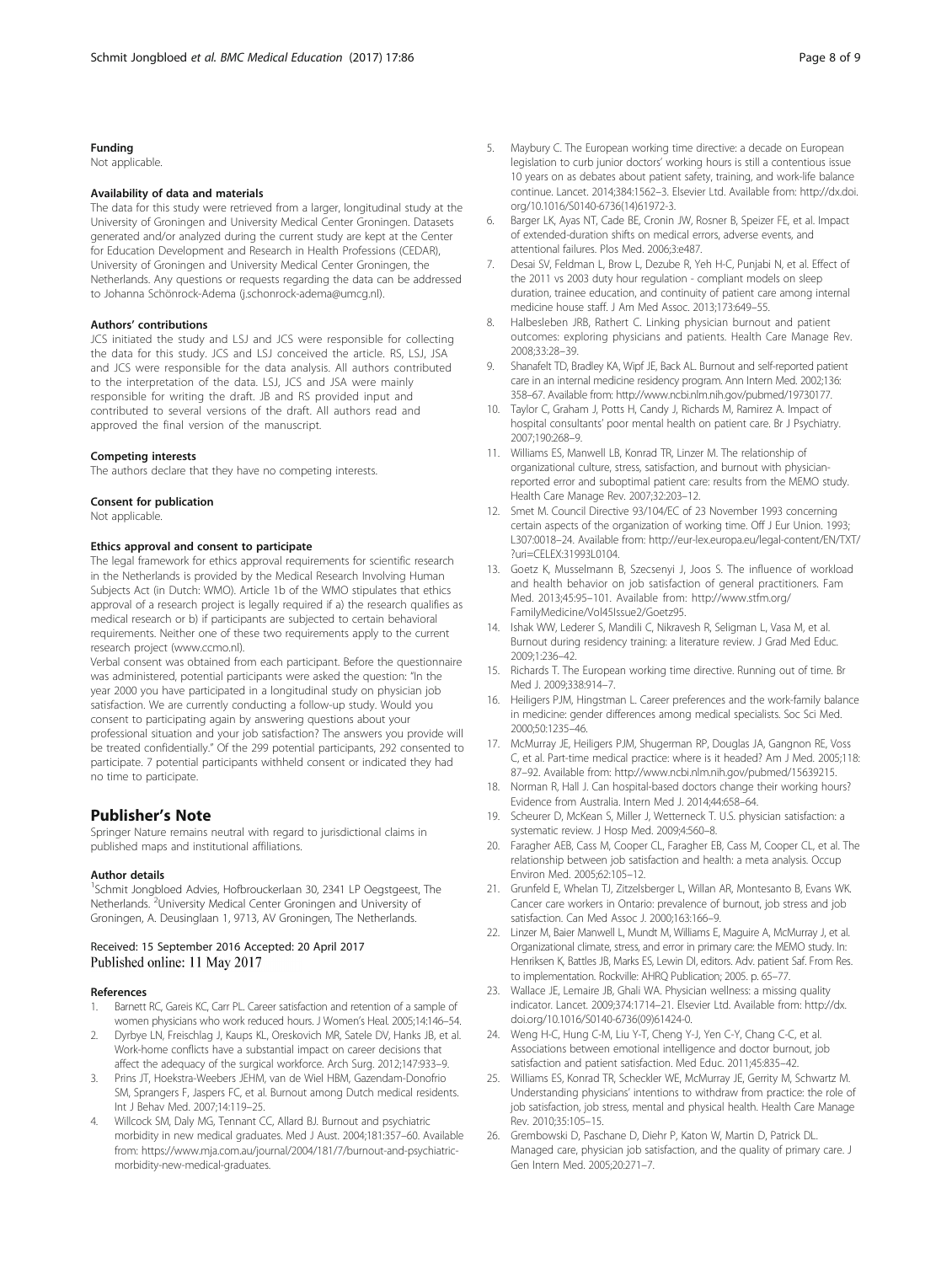### Funding

Not applicable.

### Availability of data and materials

The data for this study were retrieved from a larger, longitudinal study at the University of Groningen and University Medical Center Groningen. Datasets generated and/or analyzed during the current study are kept at the Center for Education Development and Research in Health Professions (CEDAR), University of Groningen and University Medical Center Groningen, the Netherlands. Any questions or requests regarding the data can be addressed to Johanna Schönrock-Adema (j.schonrock-adema@umcg.nl).

### Authors' contributions

JCS initiated the study and LSJ and JCS were responsible for collecting the data for this study. JCS and LSJ conceived the article. RS, LSJ, JSA and JCS were responsible for the data analysis. All authors contributed to the interpretation of the data. LSJ, JCS and JSA were mainly responsible for writing the draft. JB and RS provided input and contributed to several versions of the draft. All authors read and approved the final version of the manuscript.

### Competing interests

The authors declare that they have no competing interests.

### Consent for publication

Not applicable.

### Ethics approval and consent to participate

The legal framework for ethics approval requirements for scientific research in the Netherlands is provided by the Medical Research Involving Human Subjects Act (in Dutch: WMO). Article 1b of the WMO stipulates that ethics approval of a research project is legally required if a) the research qualifies as medical research or b) if participants are subjected to certain behavioral requirements. Neither one of these two requirements apply to the current research project (www.ccmo.nl).

Verbal consent was obtained from each participant. Before the questionnaire was administered, potential participants were asked the question: "In the year 2000 you have participated in a longitudinal study on physician job satisfaction. We are currently conducting a follow-up study. Would you consent to participating again by answering questions about your professional situation and your job satisfaction? The answers you provide will be treated confidentially." Of the 299 potential participants, 292 consented to participate. 7 potential participants withheld consent or indicated they had no time to participate.

## Publisher's Note

Springer Nature remains neutral with regard to jurisdictional claims in published maps and institutional affiliations.

### Author details

[1]Schmit Jongbloed Advies, Hofbrouckerlaan 30, 2341 LP Oegstgeest, The Netherlands. [2]University Medical Center Groningen and University of Groningen, A. Deusinglaan 1, 9713, AV Groningen, The Netherlands.

Received: 15 September 2016 Accepted: 20 April 2017
Published online: 11 May 2017

### References

1. Barnett RC, Gareis KC, Carr PL. Career satisfaction and retention of a sample of women physicians who work reduced hours. J Women's Heal. 2005;14:146–54.
2. Dyrbye LN, Freischlag J, Kaups KL, Oreskovich MR, Satele DV, Hanks JB, et al. Work-home conflicts have a substantial impact on career decisions that affect the adequacy of the surgical workforce. Arch Surg. 2012;147:933–9.
3. Prins JT, Hoekstra-Weebers JEHM, van de Wiel HBM, Gazendam-Donofrio SM, Sprangers F, Jaspers FC, et al. Burnout among Dutch medical residents. Int J Behav Med. 2007;14:119–25.
4. Willcock SM, Daly MG, Tennant CC, Allard BJ. Burnout and psychiatric morbidity in new medical graduates. Med J Aust. 2004;181:357–60. Available from: https://www.mja.com.au/journal/2004/181/7/burnout-and-psychiatric-morbidity-new-medical-graduates.
5. Maybury C. The European working time directive: a decade on European legislation to curb junior doctors' working hours is still a contentious issue 10 years on as debates about patient safety, training, and work-life balance continue. Lancet. 2014;384:1562–3. Elsevier Ltd. Available from: http://dx.doi.org/10.1016/S0140-6736(14)61972-3.
6. Barger LK, Ayas NT, Cade BE, Cronin JW, Rosner B, Speizer FE, et al. Impact of extended-duration shifts on medical errors, adverse events, and attentional failures. Plos Med. 2006;3:e487.
7. Desai SV, Feldman L, Brow L, Dezube R, Yeh H-C, Punjabi N, et al. Effect of the 2011 vs 2003 duty hour regulation - compliant models on sleep duration, trainee education, and continuity of patient care among internal medicine house staff. J Am Med Assoc. 2013;173:649–55.
8. Halbesleben JRB, Rathert C. Linking physician burnout and patient outcomes: exploring physicians and patients. Health Care Manage Rev. 2008;33:28–39.
9. Shanafelt TD, Bradley KA, Wipf JE, Back AL. Burnout and self-reported patient care in an internal medicine residency program. Ann Intern Med. 2002;136: 358–67. Available from: http://www.ncbi.nlm.nih.gov/pubmed/19730177.
10. Taylor C, Graham J, Potts H, Candy J, Richards M, Ramirez A. Impact of hospital consultants' poor mental health on patient care. Br J Psychiatry. 2007;190:268–9.
11. Williams ES, Manwell LB, Konrad TR, Linzer M. The relationship of organizational culture, stress, satisfaction, and burnout with physician-reported error and suboptimal patient care: results from the MEMO study. Health Care Manage Rev. 2007;32:203–12.
12. Smet M. Council Directive 93/104/EC of 23 November 1993 concerning certain aspects of the organization of working time. Off J Eur Union. 1993; L307:0018–24. Available from: http://eur-lex.europa.eu/legal-content/EN/TXT/?uri=CELEX:31993L0104.
13. Goetz K, Musselmann B, Szecsenyi J, Joos S. The influence of workload and health behavior on job satisfaction of general practitioners. Fam Med. 2013;45:95–101. Available from: http://www.stfm.org/FamilyMedicine/Vol45Issue2/Goetz95.
14. Ishak WW, Lederer S, Mandili C, Nikravesh R, Seligman L, Vasa M, et al. Burnout during residency training: a literature review. J Grad Med Educ. 2009;1:236–42.
15. Richards T. The European working time directive. Running out of time. Br Med J. 2009;338:914–7.
16. Heiligers PJM, Hingstman L. Career preferences and the work-family balance in medicine: gender differences among medical specialists. Soc Sci Med. 2000;50:1235–46.
17. McMurray JE, Heiligers PJM, Shugerman RP, Douglas JA, Gangnon RE, Voss C, et al. Part-time medical practice: where is it headed? Am J Med. 2005;118: 87–92. Available from: http://www.ncbi.nlm.nih.gov/pubmed/15639215.
18. Norman R, Hall J. Can hospital-based doctors change their working hours? Evidence from Australia. Intern Med J. 2014;44:658–64.
19. Scheurer D, McKean S, Miller J, Wetterneck T. U.S. physician satisfaction: a systematic review. J Hosp Med. 2009;4:560–8.
20. Faragher AEB, Cass M, Cooper CL, Faragher EB, Cass M, Cooper CL, et al. The relationship between job satisfaction and health: a meta analysis. Occup Environ Med. 2005;62:105–12.
21. Grunfeld E, Whelan TJ, Zitzelsberger L, Willan AR, Montesanto B, Evans WK. Cancer care workers in Ontario: prevalence of burnout, job stress and job satisfaction. Can Med Assoc J. 2000;163:166–9.
22. Linzer M, Baier Manwell L, Mundt M, Williams E, Maguire A, McMurray J, et al. Organizational climate, stress, and error in primary care: the MEMO study. In: Henriksen K, Battles JB, Marks ES, Lewin DI, editors. Adv. patient Saf. From Res. to implementation. Rockville: AHRQ Publication; 2005. p. 65–77.
23. Wallace JE, Lemaire JB, Ghali WA. Physician wellness: a missing quality indicator. Lancet. 2009;374:1714–21. Elsevier Ltd. Available from: http://dx.doi.org/10.1016/S0140-6736(09)61424-0.
24. Weng H-C, Hung C-M, Liu Y-T, Cheng Y-J, Yen C-Y, Chang C-C, et al. Associations between emotional intelligence and doctor burnout, job satisfaction and patient satisfaction. Med Educ. 2011;45:835–42.
25. Williams ES, Konrad TR, Scheckler WE, McMurray JE, Gerrity M, Schwartz M. Understanding physicians' intentions to withdraw from practice: the role of job satisfaction, job stress, mental and physical health. Health Care Manage Rev. 2010;35:105–15.
26. Grembowski D, Paschane D, Diehr P, Katon W, Martin D, Patrick DL. Managed care, physician job satisfaction, and the quality of primary care. J Gen Intern Med. 2005;20:271–7.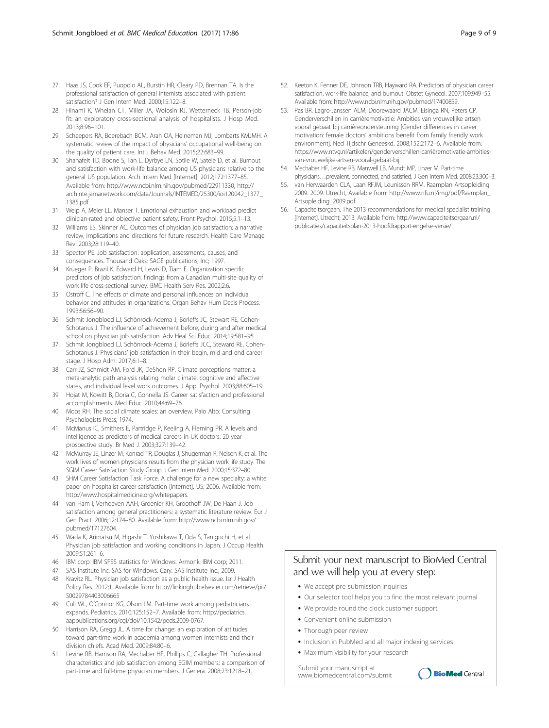27. Haas JS, Cook EF, Puopolo AL, Burstin HR, Cleary PD, Brennan TA. Is the professional satisfaction of general internists associated with patient satisfaction? J Gen Intern Med. 2000;15:122–8.
28. Hinami K, Whelan CT, Miller JA, Wolosin RJ, Wetterneck TB. Person-job fit: an exploratory cross-sectional analysis of hospitalists. J Hosp Med. 2013;8:96–101.
29. Scheepers RA, Boerebach BCM, Arah OA, Heineman MJ, Lombarts KMJMH. A systematic review of the impact of physicians' occupational well-being on the quality of patient care. Int J Behav Med. 2015;22:683–99.
30. Shanafelt TD, Boone S, Tan L, Dyrbye LN, Sotile W, Satele D, et al. Burnout and satisfaction with work-life balance among US physicians relative to the general US population. Arch Intern Med [Internet]. 2012;172:1377–85. Available from: http://www.ncbi.nlm.nih.gov/pubmed/22911330, http://archinte.jamanetwork.com/data/Journals/INTEMED/25300/ioi120042_1377_1385.pdf.
31. Welp A, Meier LL, Manser T. Emotional exhaustion and workload predict clinician-rated and objective patient safety. Front Psychol. 2015;5:1–13.
32. Williams ES, Skinner AC. Outcomes of physician job satisfaction: a narrative review, implications and directions for future research. Health Care Manage Rev. 2003;28:119–40.
33. Spector PE. Job satisfaction: application, assessments, causes, and consequences. Thousand Oaks: SAGE publications, Inc; 1997.
34. Krueger P, Brazil K, Edward H, Lewis D, Tiam E. Organization specific predictors of job satisfaction: findings from a Canadian multi-site quality of work life cross-sectional survey. BMC Health Serv Res. 2002;2:6.
35. Ostroff C. The effects of climate and personal influences on individual behavior and attitudes in organizations. Organ Behav Hum Decis Process. 1993;56:56–90.
36. Schmit Jongbloed LJ, Schönrock-Adema J, Borleffs JC, Stewart RE, Cohen-Schotanus J. The influence of achievement before, during and after medical school on physician job satisfaction. Adv Heal Sci Educ. 2014;19:581–95.
37. Schmit Jongbloed LJ, Schönrock-Adema J, Borleffs JCC, Steward RE, Cohen-Schotanus J. Physicians' job satisfaction in their begin, mid and end career stage. J Hosp Adm. 2017;6:1–8.
38. Carr JZ, Schmidt AM, Ford JK, DeShon RP. Climate perceptions matter: a meta-analytic path analysis relating molar climate, cognitive and affective states, and individual level work outcomes. J Appl Psychol. 2003;88:605–19.
39. Hojat M, Kowitt B, Doria C, Gonnella JS. Career satisfaction and professional accomplishments. Med Educ. 2010;44:69–76.
40. Moos RH. The social climate scales: an overview. Palo Alto: Consulting Psychologists Press; 1974.
41. McManus IC, Smithers E, Partridge P, Keeling A, Fleming PR. A levels and intelligence as predictors of medical careers in UK doctors: 20 year prospective study. Br Med J. 2003;327:139–42.
42. McMurray JE, Linzer M, Konrad TR, Douglas J, Shugerman R, Nelson K, et al. The work lives of women physicians results from the physician work life study. The SGIM Career Satisfaction Study Group. J Gen Intern Med. 2000;15:372–80.
43. SHM Career Satisfaction Task Force. A challenge for a new specialty: a white paper on hospitalist career satisfaction [Internet]. US; 2006. Available from: http://www.hospitalmedicine.org/whitepapers.
44. van Ham I, Verhoeven AAH, Groenier KH, Groothoff JW, De Haan J. Job satisfaction among general practitioners: a systematic literature review. Eur J Gen Pract. 2006;12:174–80. Available from: http://www.ncbi.nlm.nih.gov/pubmed/17127604.
45. Wada K, Arimatsu M, Higashi T, Yoshikawa T, Oda S, Taniguchi H, et al. Physician job satisfaction and working conditions in Japan. J Occup Health. 2009;51:261–6.
46. IBM corp. IBM SPSS statistics for Windows. Armonk: IBM corp; 2011.
47. SAS Institute Inc. SAS for Windows. Cary: SAS Institute Inc.; 2009.
48. Kravitz RL. Physician job satisfaction as a public health issue. Isr J Health Policy Res. 2012;1. Available from: http://linkinghub.elsevier.com/retrieve/pii/S0029784403006665
49. Cull WL, O'Connor KG, Olson LM. Part-time work among pediatricians expands. Pediatrics. 2010;125:152–7. Available from: http://pediatrics.aappublications.org/cgi/doi/10.1542/peds.2009-0767.
50. Harrison RA, Gregg JL. A time for change: an exploration of attitudes toward part-time work in academia among women internists and their division chiefs. Acad Med. 2009;84:80–6.
51. Levine RB, Harrison RA, Mechaber HF, Phillips C, Gallagher TH. Professional characteristics and job satisfaction among SGIM members: a comparison of part-time and full-time physician members. J Genera. 2008;23:1218–21.
52. Keeton K, Fenner DE, Johnson TRB, Hayward RA. Predictors of physician career satisfaction, work-life balance, and burnout. Obstet Gynecol. 2007;109:949–55. Available from: http://www.ncbi.nlm.nih.gov/pubmed/17400859.
53. Pas BR, Lagro-Janssen ALM, Doorewaard JACM, Eisinga RN, Peters CP. Genderverschillen in carrièremotivatie: Ambities van vrouwelijke artsen vooral gebaat bij carrièreondersteuning [Gender differences in career motivation: female doctors' ambitions benefit from family friendly work environment]. Ned Tijdschr Geneeskd. 2008;152:2172–6. Available from: https://www.ntvg.nl/artikelen/genderverschillen-carrièremotivatie-ambities-van-vrouwelijke-artsen-vooral-gebaat-bij.
54. Mechaber HF, Levine RB, Manwell LB, Mundt MP, Linzer M. Part-time physicians…prevalent, connected, and satisfied. J Gen Intern Med. 2008;23:300–3.
55. van Herwaarden CLA, Laan RFJM, Leunissen RRM. Raamplan Artsopleiding 2009. 2009. Utrecht, Available from: http://www.nfu.nl/img/pdf/Raamplan_Artsopleiding_2009.pdf.
56. Capaciteitsorgaan. The 2013 recommendations for medical specialist training [Internet]. Utrecht; 2013. Available from: http://www.capaciteitsorgaan.nl/publicaties/capaciteitsplan-2013-hoofdrapport-engelse-versie/

## Submit your next manuscript to BioMed Central and we will help you at every step:

- We accept pre-submission inquiries
- Our selector tool helps you to find the most relevant journal
- We provide round the clock customer support
- Convenient online submission
- Thorough peer review
- Inclusion in PubMed and all major indexing services
- Maximum visibility for your research

Submit your manuscript at
www.biomedcentral.com/submit

BioMed Central